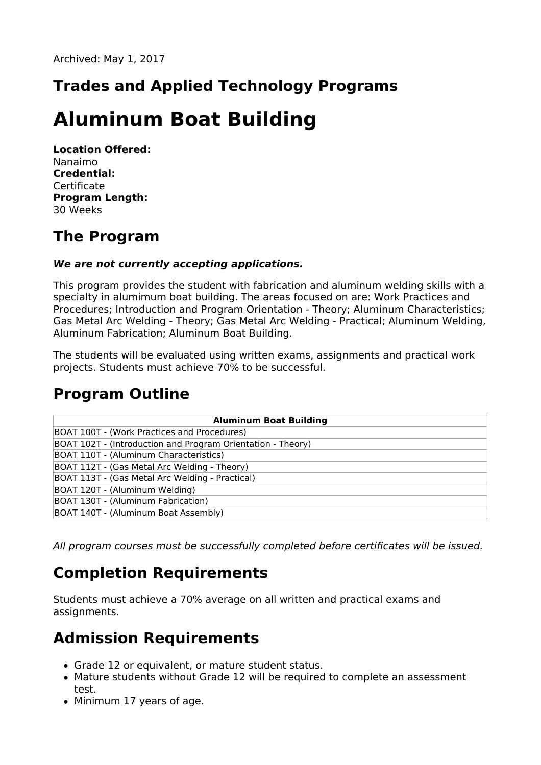Archived: May 1, 2017

## Trades and Applied Technology Programs

# Aluminum Boat Building

**Location Offered:**
Nanaimo
**Credential:**
Certificate
**Program Length:**
30 Weeks

## The Program

***We are not currently accepting applications.***

This program provides the student with fabrication and aluminum welding skills with a specialty in alumimum boat building. The areas focused on are: Work Practices and Procedures; Introduction and Program Orientation - Theory; Aluminum Characteristics; Gas Metal Arc Welding - Theory; Gas Metal Arc Welding - Practical; Aluminum Welding, Aluminum Fabrication; Aluminum Boat Building.

The students will be evaluated using written exams, assignments and practical work projects. Students must achieve 70% to be successful.

## Program Outline

| Aluminum Boat Building |
| --- |
| BOAT 100T - (Work Practices and Procedures) |
| BOAT 102T - (Introduction and Program Orientation - Theory) |
| BOAT 110T - (Aluminum Characteristics) |
| BOAT 112T - (Gas Metal Arc Welding - Theory) |
| BOAT 113T - (Gas Metal Arc Welding - Practical) |
| BOAT 120T - (Aluminum Welding) |
| BOAT 130T - (Aluminum Fabrication) |
| BOAT 140T - (Aluminum Boat Assembly) |

*All program courses must be successfully completed before certificates will be issued.*

## Completion Requirements

Students must achieve a 70% average on all written and practical exams and assignments.

## Admission Requirements

- Grade 12 or equivalent, or mature student status.
- Mature students without Grade 12 will be required to complete an assessment test.
- Minimum 17 years of age.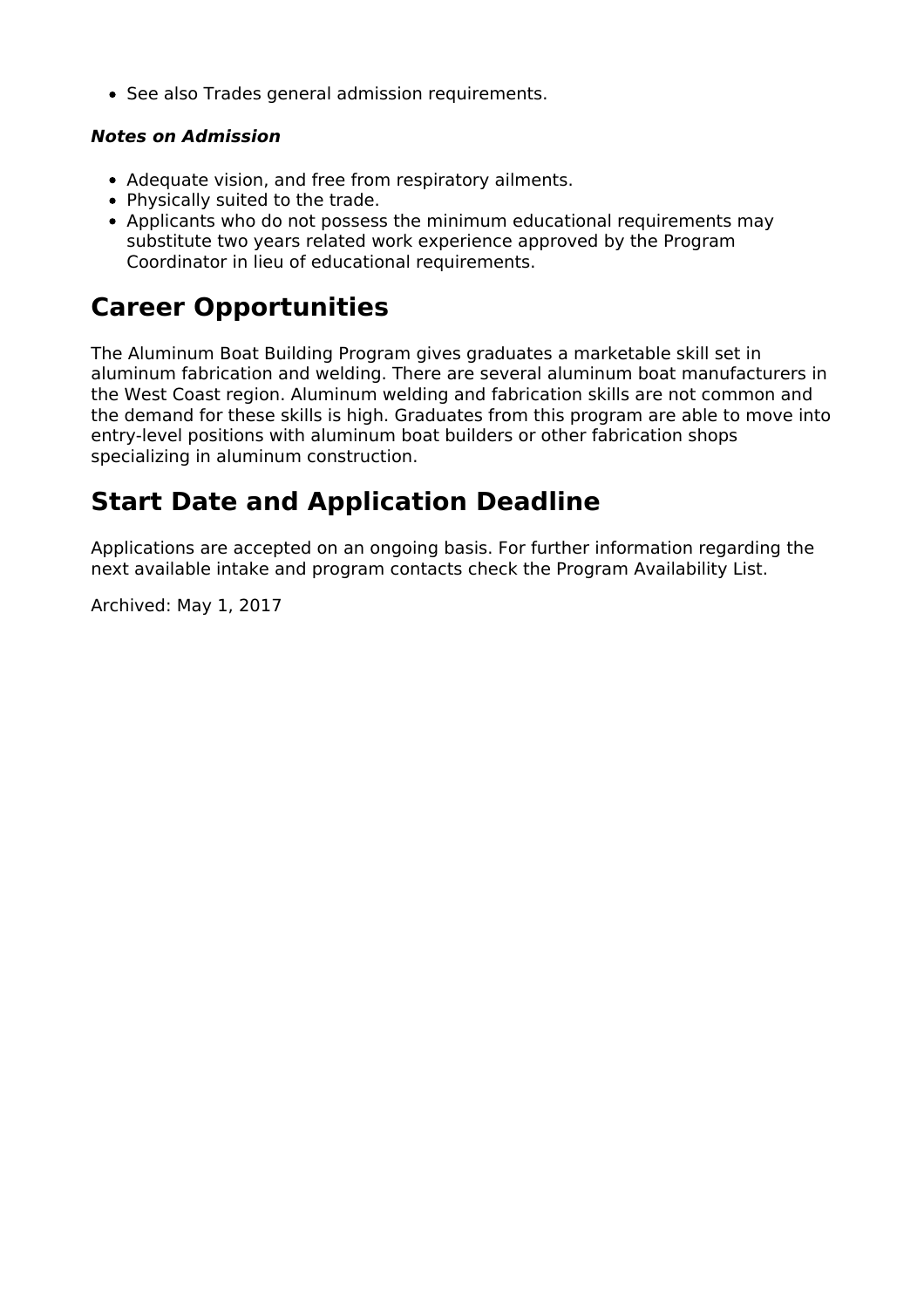- See also Trades general admission requirements.

***Notes on Admission***

- Adequate vision, and free from respiratory ailments.
- Physically suited to the trade.
- Applicants who do not possess the minimum educational requirements may substitute two years related work experience approved by the Program Coordinator in lieu of educational requirements.

## Career Opportunities

The Aluminum Boat Building Program gives graduates a marketable skill set in aluminum fabrication and welding. There are several aluminum boat manufacturers in the West Coast region. Aluminum welding and fabrication skills are not common and the demand for these skills is high. Graduates from this program are able to move into entry-level positions with aluminum boat builders or other fabrication shops specializing in aluminum construction.

## Start Date and Application Deadline

Applications are accepted on an ongoing basis. For further information regarding the next available intake and program contacts check the Program Availability List.

Archived: May 1, 2017